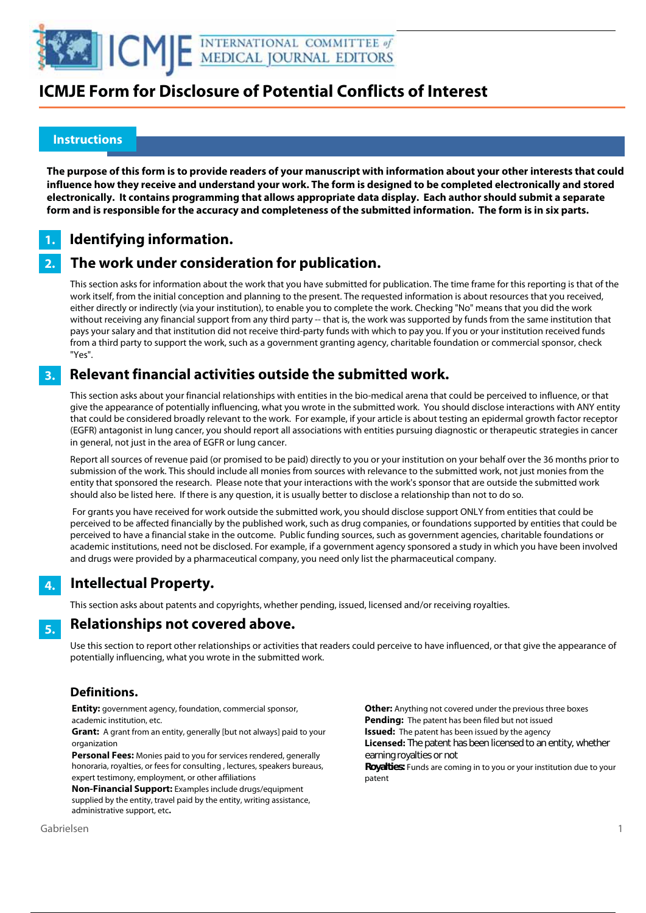# ICMJE Form for Disclosure of Potential Conflicts of Interest

## Instructions

**The purpose of this form is to provide readers of your manuscript with information about your other interests that could influence how they receive and understand your work. The form is designed to be completed electronically and stored electronically. It contains programming that allows appropriate data display. Each author should submit a separate form and is responsible for the accuracy and completeness of the submitted information. The form is in six parts.**

### 1. Identifying information.

### 2. The work under consideration for publication.

This section asks for information about the work that you have submitted for publication. The time frame for this reporting is that of the work itself, from the initial conception and planning to the present. The requested information is about resources that you received, either directly or indirectly (via your institution), to enable you to complete the work. Checking "No" means that you did the work without receiving any financial support from any third party -- that is, the work was supported by funds from the same institution that pays your salary and that institution did not receive third-party funds with which to pay you. If you or your institution received funds from a third party to support the work, such as a government granting agency, charitable foundation or commercial sponsor, check "Yes".

### 3. Relevant financial activities outside the submitted work.

This section asks about your financial relationships with entities in the bio-medical arena that could be perceived to influence, or that give the appearance of potentially influencing, what you wrote in the submitted work. You should disclose interactions with ANY entity that could be considered broadly relevant to the work. For example, if your article is about testing an epidermal growth factor receptor (EGFR) antagonist in lung cancer, you should report all associations with entities pursuing diagnostic or therapeutic strategies in cancer in general, not just in the area of EGFR or lung cancer.

Report all sources of revenue paid (or promised to be paid) directly to you or your institution on your behalf over the 36 months prior to submission of the work. This should include all monies from sources with relevance to the submitted work, not just monies from the entity that sponsored the research. Please note that your interactions with the work's sponsor that are outside the submitted work should also be listed here. If there is any question, it is usually better to disclose a relationship than not to do so.

For grants you have received for work outside the submitted work, you should disclose support ONLY from entities that could be perceived to be affected financially by the published work, such as drug companies, or foundations supported by entities that could be perceived to have a financial stake in the outcome. Public funding sources, such as government agencies, charitable foundations or academic institutions, need not be disclosed. For example, if a government agency sponsored a study in which you have been involved and drugs were provided by a pharmaceutical company, you need only list the pharmaceutical company.

### 4. Intellectual Property.

This section asks about patents and copyrights, whether pending, issued, licensed and/or receiving royalties.

### 5. Relationships not covered above.

Use this section to report other relationships or activities that readers could perceive to have influenced, or that give the appearance of potentially influencing, what you wrote in the submitted work.

### Definitions.

**Entity:** government agency, foundation, commercial sponsor, academic institution, etc.

**Grant:** A grant from an entity, generally [but not always] paid to your organization

**Personal Fees:** Monies paid to you for services rendered, generally honoraria, royalties, or fees for consulting , lectures, speakers bureaus, expert testimony, employment, or other affiliations

**Non-Financial Support:** Examples include drugs/equipment supplied by the entity, travel paid by the entity, writing assistance, administrative support, etc**.**

**Other:** Anything not covered under the previous three boxes

**Pending:** The patent has been filed but not issued

**Issued:** The patent has been issued by the agency

**Licensed:** The patent has been licensed to an entity, whether earning royalties or not

**Royalties:** Funds are coming in to you or your institution due to your patent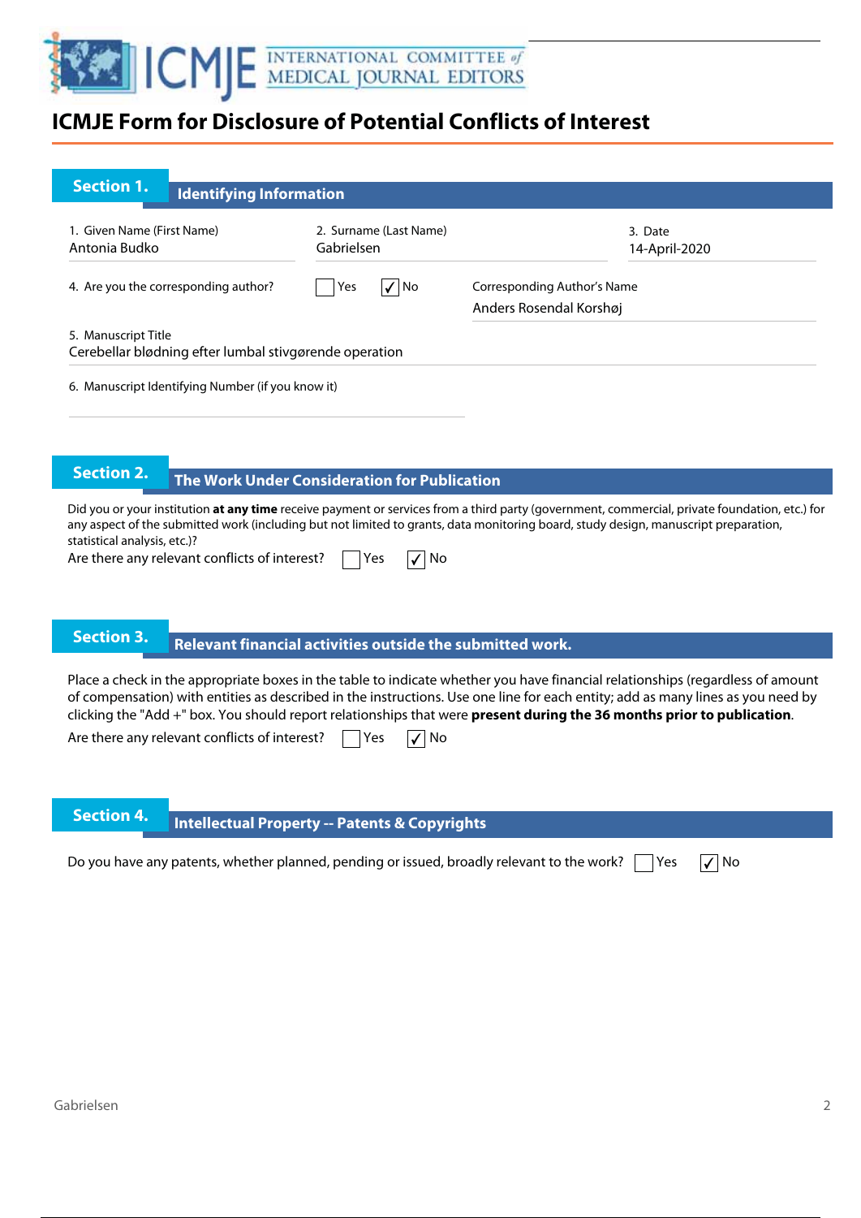# ICMJE Form for Disclosure of Potential Conflicts of Interest

## Section 1. Identifying Information

1. Given Name (First Name)
Antonia Budko

2. Surname (Last Name)
Gabrielsen

3. Date
14-April-2020

4. Are you the corresponding author? ☐ Yes ☑ No

Corresponding Author's Name
Anders Rosendal Korshøj

5. Manuscript Title
Cerebellar blødning efter lumbal stivgørende operation

6. Manuscript Identifying Number (if you know it)

## Section 2. The Work Under Consideration for Publication

Did you or your institution **at any time** receive payment or services from a third party (government, commercial, private foundation, etc.) for any aspect of the submitted work (including but not limited to grants, data monitoring board, study design, manuscript preparation, statistical analysis, etc.)?

Are there any relevant conflicts of interest? ☐ Yes ☑ No

## Section 3. Relevant financial activities outside the submitted work.

Place a check in the appropriate boxes in the table to indicate whether you have financial relationships (regardless of amount of compensation) with entities as described in the instructions. Use one line for each entity; add as many lines as you need by clicking the "Add +" box. You should report relationships that were **present during the 36 months prior to publication**.

Are there any relevant conflicts of interest? ☐ Yes ☑ No

## Section 4. Intellectual Property -- Patents & Copyrights

Do you have any patents, whether planned, pending or issued, broadly relevant to the work? ☐ Yes ☑ No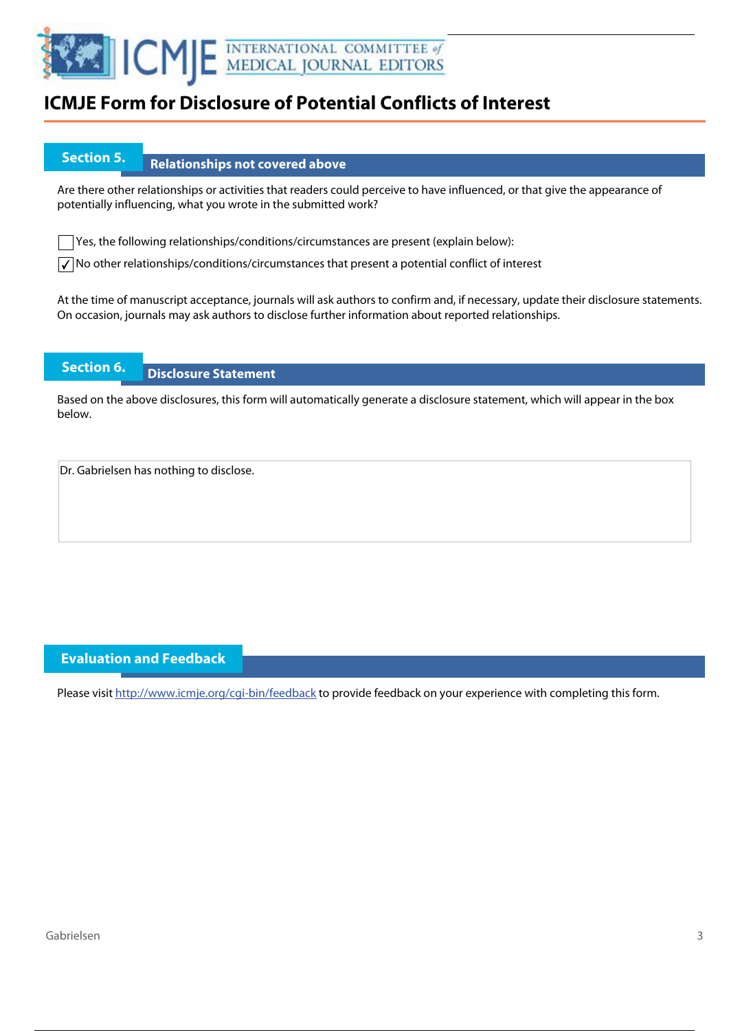# ICMJE Form for Disclosure of Potential Conflicts of Interest

## Section 5. Relationships not covered above

Are there other relationships or activities that readers could perceive to have influenced, or that give the appearance of potentially influencing, what you wrote in the submitted work?

- [ ] Yes, the following relationships/conditions/circumstances are present (explain below):
- [x] No other relationships/conditions/circumstances that present a potential conflict of interest

At the time of manuscript acceptance, journals will ask authors to confirm and, if necessary, update their disclosure statements. On occasion, journals may ask authors to disclose further information about reported relationships.

## Section 6. Disclosure Statement

Based on the above disclosures, this form will automatically generate a disclosure statement, which will appear in the box below.

> Dr. Gabrielsen has nothing to disclose.

## Evaluation and Feedback

Please visit http://www.icmje.org/cgi-bin/feedback to provide feedback on your experience with completing this form.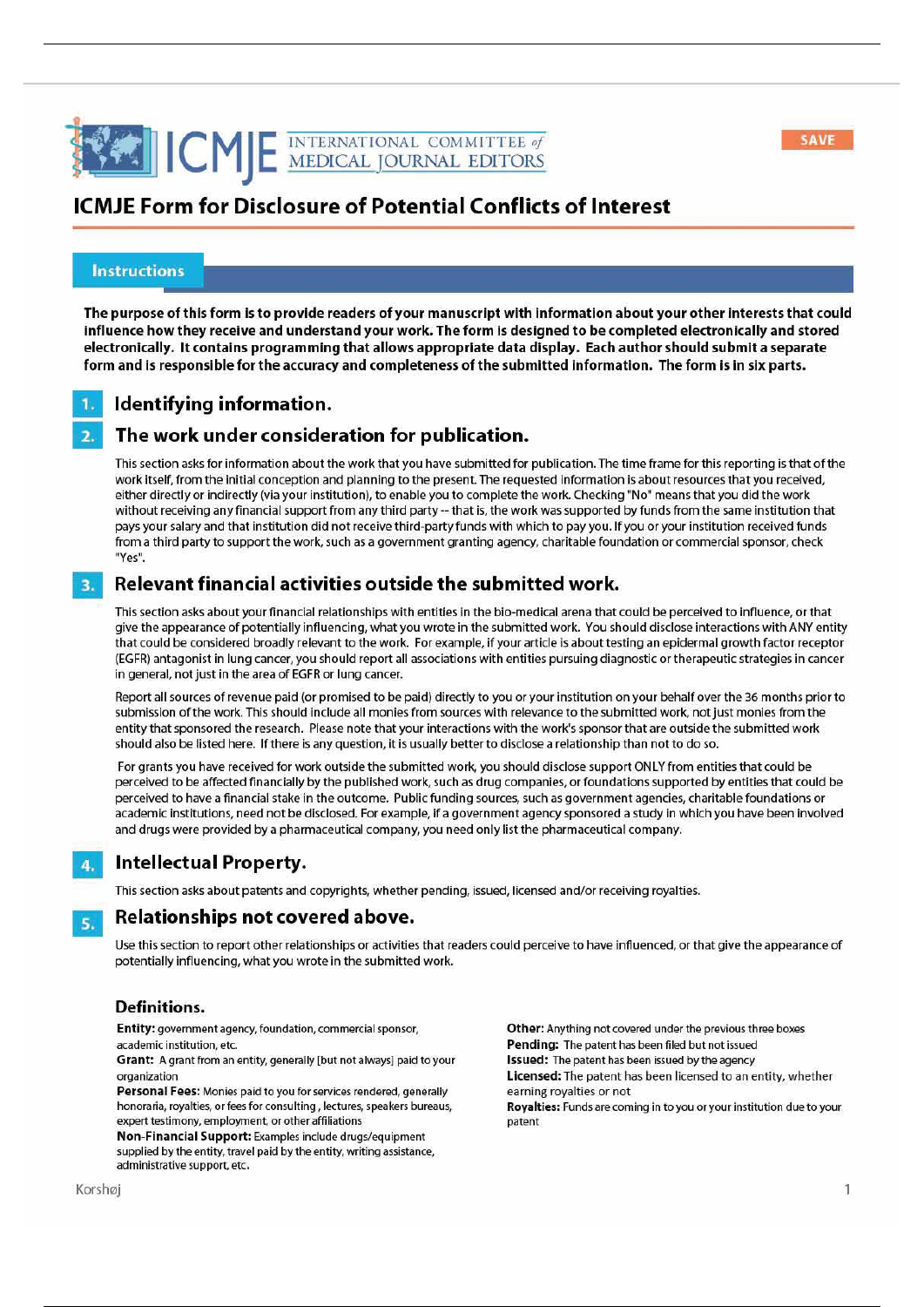INTERNATIONAL COMMITTEE of MEDICAL JOURNAL EDITORS

SAVE

# ICMJE Form for Disclosure of Potential Conflicts of Interest

## Instructions

**The purpose of this form is to provide readers of your manuscript with information about your other interests that could influence how they receive and understand your work. The form is designed to be completed electronically and stored electronically. It contains programming that allows appropriate data display. Each author should submit a separate form and is responsible for the accuracy and completeness of the submitted information. The form is in six parts.**

### 1. Identifying information.

### 2. The work under consideration for publication.

This section asks for information about the work that you have submitted for publication. The time frame for this reporting is that of the work itself, from the initial conception and planning to the present. The requested information is about resources that you received, either directly or indirectly (via your institution), to enable you to complete the work. Checking "No" means that you did the work without receiving any financial support from any third party -- that is, the work was supported by funds from the same institution that pays your salary and that institution did not receive third-party funds with which to pay you. If you or your institution received funds from a third party to support the work, such as a government granting agency, charitable foundation or commercial sponsor, check "Yes".

### 3. Relevant financial activities outside the submitted work.

This section asks about your financial relationships with entities in the bio-medical arena that could be perceived to influence, or that give the appearance of potentially influencing, what you wrote in the submitted work. You should disclose interactions with ANY entity that could be considered broadly relevant to the work. For example, if your article is about testing an epidermal growth factor receptor (EGFR) antagonist in lung cancer, you should report all associations with entities pursuing diagnostic or therapeutic strategies in cancer in general, not just in the area of EGFR or lung cancer.

Report all sources of revenue paid (or promised to be paid) directly to you or your institution on your behalf over the 36 months prior to submission of the work. This should include all monies from sources with relevance to the submitted work, not just monies from the entity that sponsored the research. Please note that your interactions with the work's sponsor that are outside the submitted work should also be listed here. If there is any question, it is usually better to disclose a relationship than not to do so.

For grants you have received for work outside the submitted work, you should disclose support ONLY from entities that could be perceived to be affected financially by the published work, such as drug companies, or foundations supported by entities that could be perceived to have a financial stake in the outcome. Public funding sources, such as government agencies, charitable foundations or academic institutions, need not be disclosed. For example, if a government agency sponsored a study in which you have been involved and drugs were provided by a pharmaceutical company, you need only list the pharmaceutical company.

### 4. Intellectual Property.

This section asks about patents and copyrights, whether pending, issued, licensed and/or receiving royalties.

### 5. Relationships not covered above.

Use this section to report other relationships or activities that readers could perceive to have influenced, or that give the appearance of potentially influencing, what you wrote in the submitted work.

### Definitions.

**Entity:** government agency, foundation, commercial sponsor, academic institution, etc.

**Grant:** A grant from an entity, generally [but not always] paid to your organization

**Personal Fees:** Monies paid to you for services rendered, generally honoraria, royalties, or fees for consulting, lectures, speakers bureaus, expert testimony, employment, or other affiliations

**Non-Financial Support:** Examples include drugs/equipment supplied by the entity, travel paid by the entity, writing assistance, administrative support, etc.

**Other:** Anything not covered under the previous three boxes

**Pending:** The patent has been filed but not issued

**Issued:** The patent has been issued by the agency

**Licensed:** The patent has been licensed to an entity, whether earning royalties or not

**Royalties:** Funds are coming in to you or your institution due to your patent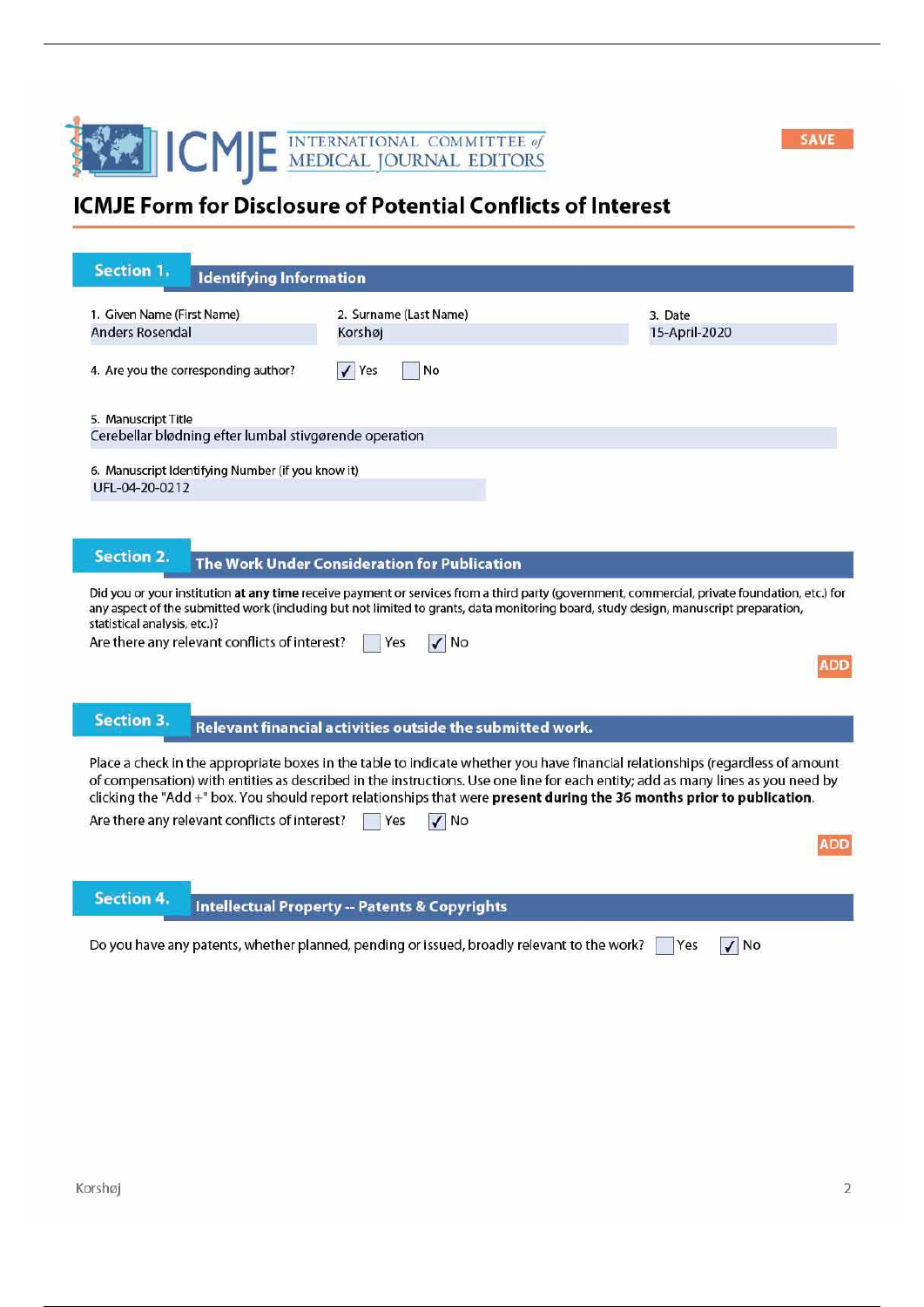# ICMJE Form for Disclosure of Potential Conflicts of Interest

## Section 1. Identifying Information

1. Given Name (First Name): Anders Rosendal
2. Surname (Last Name): Korshøj
3. Date: 15-April-2020
4. Are you the corresponding author? ☑ Yes ☐ No
5. Manuscript Title: Cerebellar blødning efter lumbal stivgørende operation
6. Manuscript Identifying Number (if you know it): UFL-04-20-0212

## Section 2. The Work Under Consideration for Publication

Did you or your institution **at any time** receive payment or services from a third party (government, commercial, private foundation, etc.) for any aspect of the submitted work (including but not limited to grants, data monitoring board, study design, manuscript preparation, statistical analysis, etc.)?

Are there any relevant conflicts of interest? ☐ Yes ☑ No

## Section 3. Relevant financial activities outside the submitted work.

Place a check in the appropriate boxes in the table to indicate whether you have financial relationships (regardless of amount of compensation) with entities as described in the instructions. Use one line for each entity; add as many lines as you need by clicking the "Add +" box. You should report relationships that were **present during the 36 months prior to publication**.

Are there any relevant conflicts of interest? ☐ Yes ☑ No

## Section 4. Intellectual Property -- Patents & Copyrights

Do you have any patents, whether planned, pending or issued, broadly relevant to the work? ☐ Yes ☑ No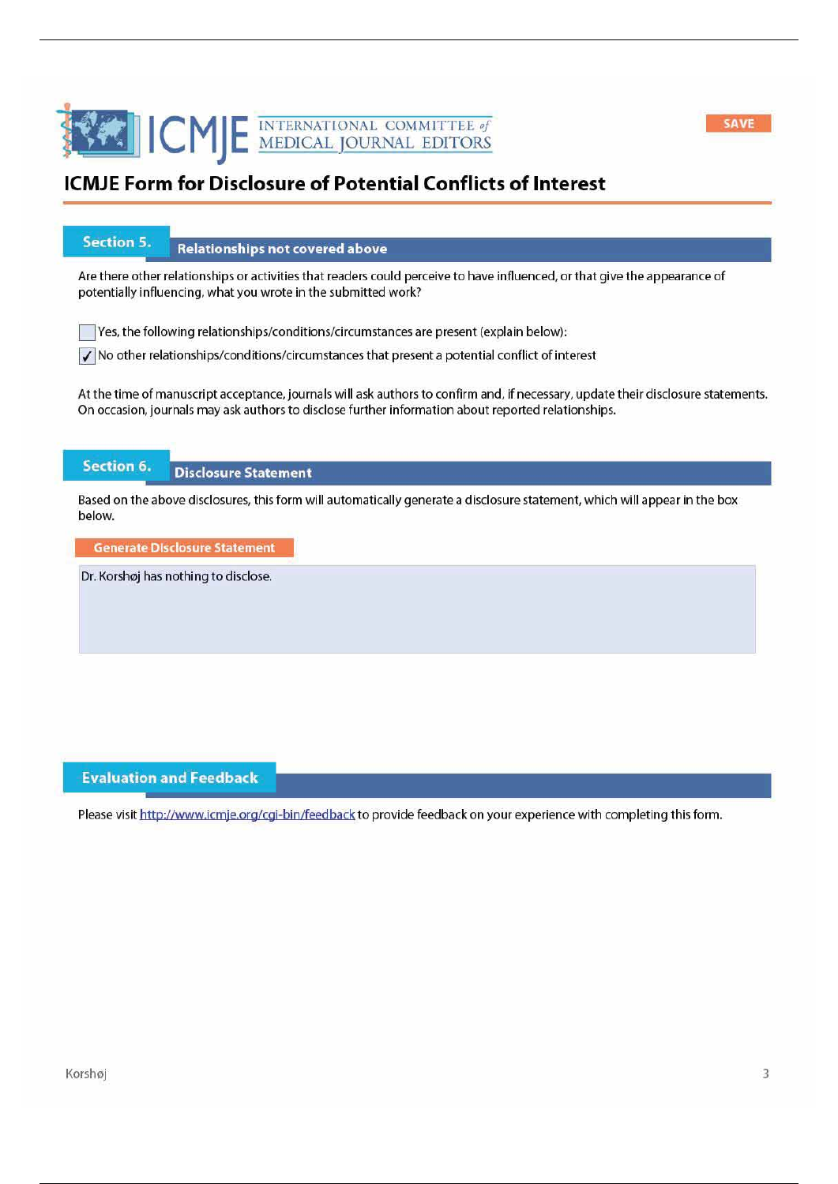# ICMJE Form for Disclosure of Potential Conflicts of Interest

## Section 5. Relationships not covered above

Are there other relationships or activities that readers could perceive to have influenced, or that give the appearance of potentially influencing, what you wrote in the submitted work?

- [ ] Yes, the following relationships/conditions/circumstances are present (explain below):
- [x] No other relationships/conditions/circumstances that present a potential conflict of interest

At the time of manuscript acceptance, journals will ask authors to confirm and, if necessary, update their disclosure statements. On occasion, journals may ask authors to disclose further information about reported relationships.

## Section 6. Disclosure Statement

Based on the above disclosures, this form will automatically generate a disclosure statement, which will appear in the box below.

Generate Disclosure Statement

Dr. Korshøj has nothing to disclose.

## Evaluation and Feedback

Please visit http://www.icmje.org/cgi-bin/feedback to provide feedback on your experience with completing this form.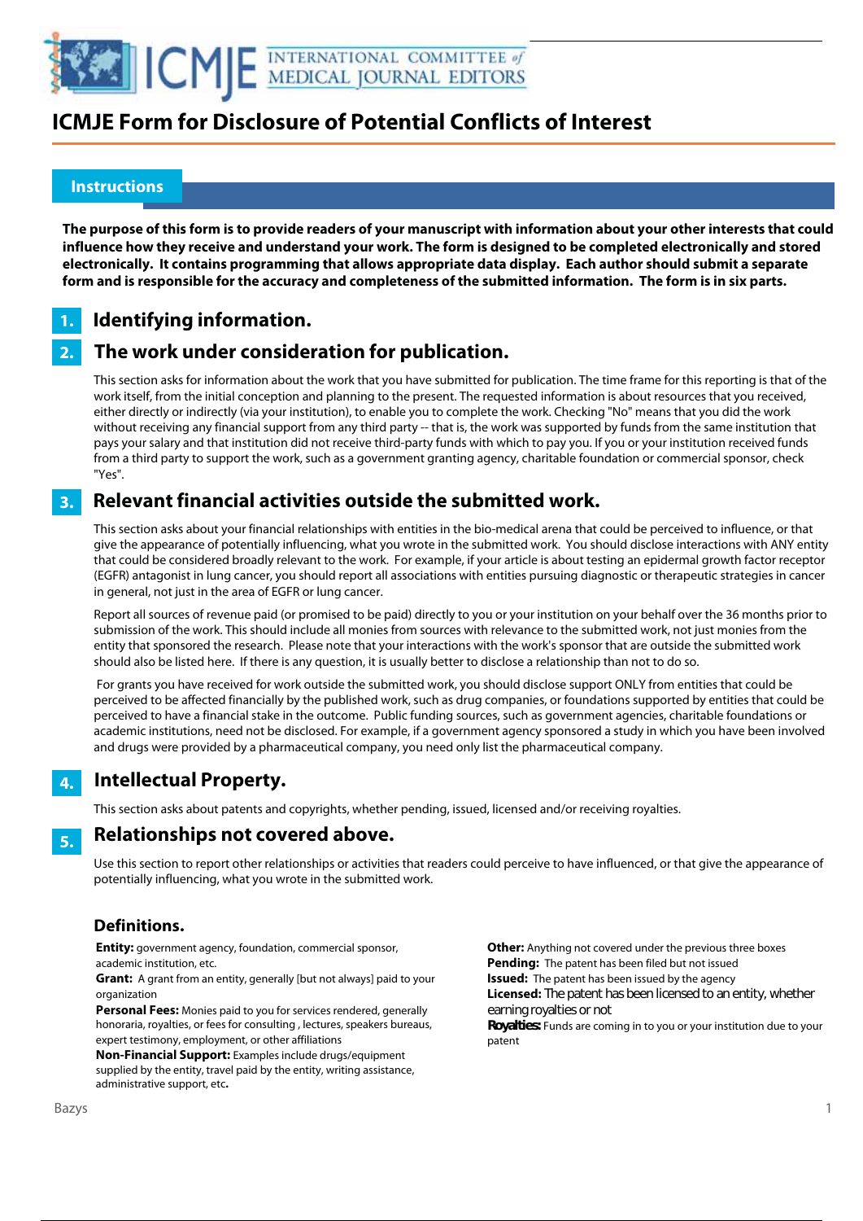# ICMJE Form for Disclosure of Potential Conflicts of Interest

## Instructions

**The purpose of this form is to provide readers of your manuscript with information about your other interests that could influence how they receive and understand your work. The form is designed to be completed electronically and stored electronically. It contains programming that allows appropriate data display. Each author should submit a separate form and is responsible for the accuracy and completeness of the submitted information. The form is in six parts.**

### 1. Identifying information.

### 2. The work under consideration for publication.

This section asks for information about the work that you have submitted for publication. The time frame for this reporting is that of the work itself, from the initial conception and planning to the present. The requested information is about resources that you received, either directly or indirectly (via your institution), to enable you to complete the work. Checking "No" means that you did the work without receiving any financial support from any third party -- that is, the work was supported by funds from the same institution that pays your salary and that institution did not receive third-party funds with which to pay you. If you or your institution received funds from a third party to support the work, such as a government granting agency, charitable foundation or commercial sponsor, check "Yes".

### 3. Relevant financial activities outside the submitted work.

This section asks about your financial relationships with entities in the bio-medical arena that could be perceived to influence, or that give the appearance of potentially influencing, what you wrote in the submitted work. You should disclose interactions with ANY entity that could be considered broadly relevant to the work. For example, if your article is about testing an epidermal growth factor receptor (EGFR) antagonist in lung cancer, you should report all associations with entities pursuing diagnostic or therapeutic strategies in cancer in general, not just in the area of EGFR or lung cancer.

Report all sources of revenue paid (or promised to be paid) directly to you or your institution on your behalf over the 36 months prior to submission of the work. This should include all monies from sources with relevance to the submitted work, not just monies from the entity that sponsored the research. Please note that your interactions with the work's sponsor that are outside the submitted work should also be listed here. If there is any question, it is usually better to disclose a relationship than not to do so.

For grants you have received for work outside the submitted work, you should disclose support ONLY from entities that could be perceived to be affected financially by the published work, such as drug companies, or foundations supported by entities that could be perceived to have a financial stake in the outcome. Public funding sources, such as government agencies, charitable foundations or academic institutions, need not be disclosed. For example, if a government agency sponsored a study in which you have been involved and drugs were provided by a pharmaceutical company, you need only list the pharmaceutical company.

### 4. Intellectual Property.

This section asks about patents and copyrights, whether pending, issued, licensed and/or receiving royalties.

### 5. Relationships not covered above.

Use this section to report other relationships or activities that readers could perceive to have influenced, or that give the appearance of potentially influencing, what you wrote in the submitted work.

### Definitions.

**Entity:** government agency, foundation, commercial sponsor, academic institution, etc.

**Grant:** A grant from an entity, generally [but not always] paid to your organization

**Personal Fees:** Monies paid to you for services rendered, generally honoraria, royalties, or fees for consulting , lectures, speakers bureaus, expert testimony, employment, or other affiliations

**Non-Financial Support:** Examples include drugs/equipment supplied by the entity, travel paid by the entity, writing assistance, administrative support, etc**.**

**Other:** Anything not covered under the previous three boxes

**Pending:** The patent has been filed but not issued

**Issued:** The patent has been issued by the agency

**Licensed:** The patent has been licensed to an entity, whether earning royalties or not

**Royalties:** Funds are coming in to you or your institution due to your patent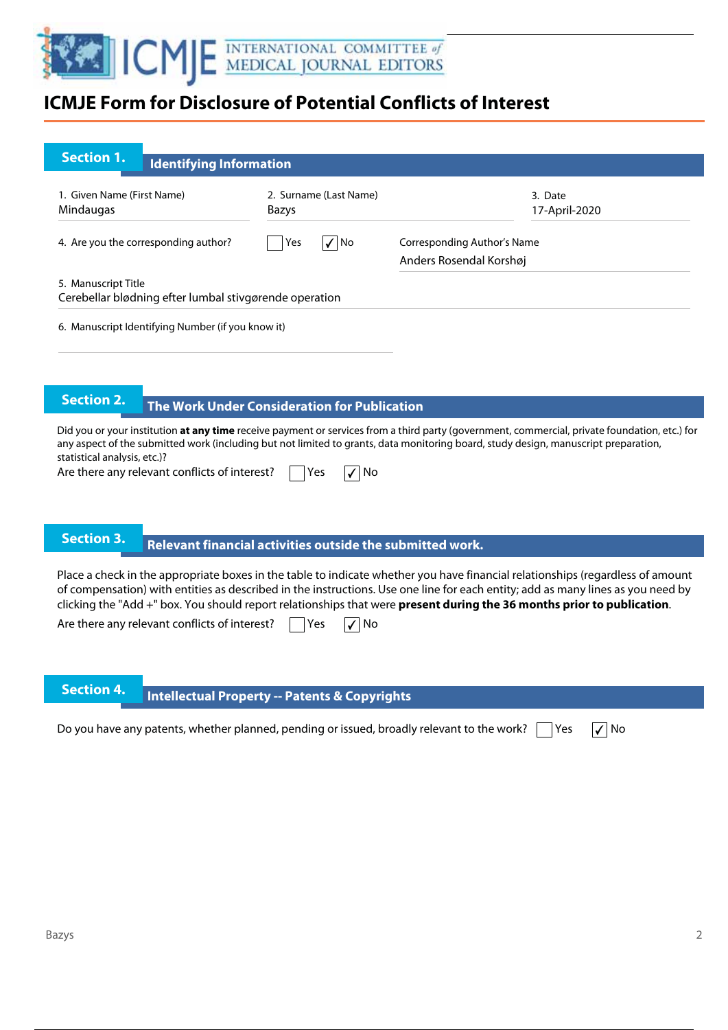# ICMJE Form for Disclosure of Potential Conflicts of Interest

## Section 1. Identifying Information

| 1. Given Name (First Name) | 2. Surname (Last Name) | 3. Date |
| --- | --- | --- |
| Mindaugas | Bazys | 17-April-2020 |

4. Are you the corresponding author? ☐ Yes ☑ No

Corresponding Author's Name: Anders Rosendal Korshøj

5. Manuscript Title
Cerebellar blødning efter lumbal stivgørende operation

6. Manuscript Identifying Number (if you know it)

## Section 2. The Work Under Consideration for Publication

Did you or your institution **at any time** receive payment or services from a third party (government, commercial, private foundation, etc.) for any aspect of the submitted work (including but not limited to grants, data monitoring board, study design, manuscript preparation, statistical analysis, etc.)?

Are there any relevant conflicts of interest? ☐ Yes ☑ No

## Section 3. Relevant financial activities outside the submitted work.

Place a check in the appropriate boxes in the table to indicate whether you have financial relationships (regardless of amount of compensation) with entities as described in the instructions. Use one line for each entity; add as many lines as you need by clicking the "Add +" box. You should report relationships that were **present during the 36 months prior to publication**.

Are there any relevant conflicts of interest? ☐ Yes ☑ No

## Section 4. Intellectual Property -- Patents & Copyrights

Do you have any patents, whether planned, pending or issued, broadly relevant to the work? ☐ Yes ☑ No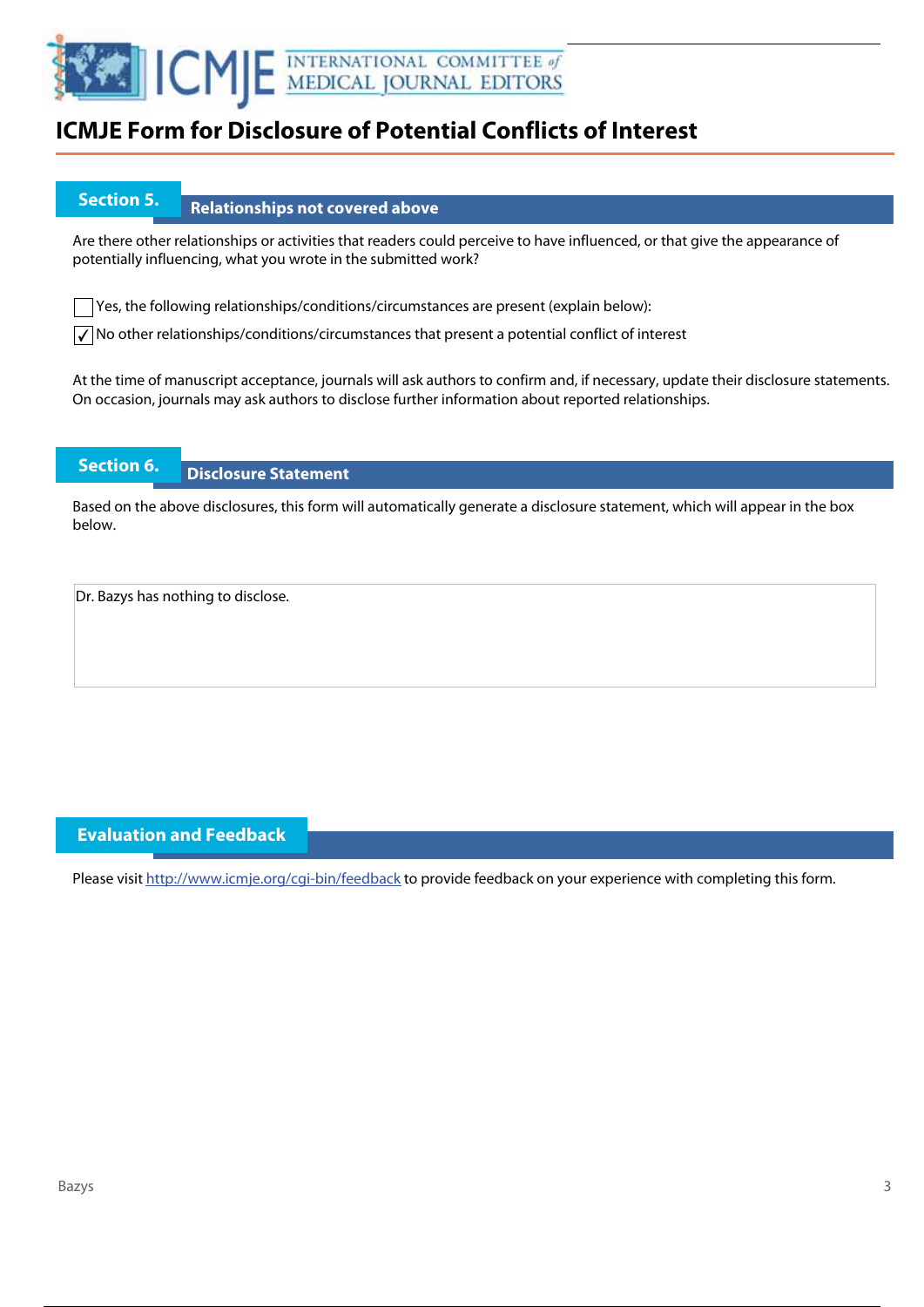# ICMJE Form for Disclosure of Potential Conflicts of Interest

## Section 5. Relationships not covered above

Are there other relationships or activities that readers could perceive to have influenced, or that give the appearance of potentially influencing, what you wrote in the submitted work?

☐ Yes, the following relationships/conditions/circumstances are present (explain below):

☑ No other relationships/conditions/circumstances that present a potential conflict of interest

At the time of manuscript acceptance, journals will ask authors to confirm and, if necessary, update their disclosure statements. On occasion, journals may ask authors to disclose further information about reported relationships.

## Section 6. Disclosure Statement

Based on the above disclosures, this form will automatically generate a disclosure statement, which will appear in the box below.

Dr. Bazys has nothing to disclose.

## Evaluation and Feedback

Please visit http://www.icmje.org/cgi-bin/feedback to provide feedback on your experience with completing this form.